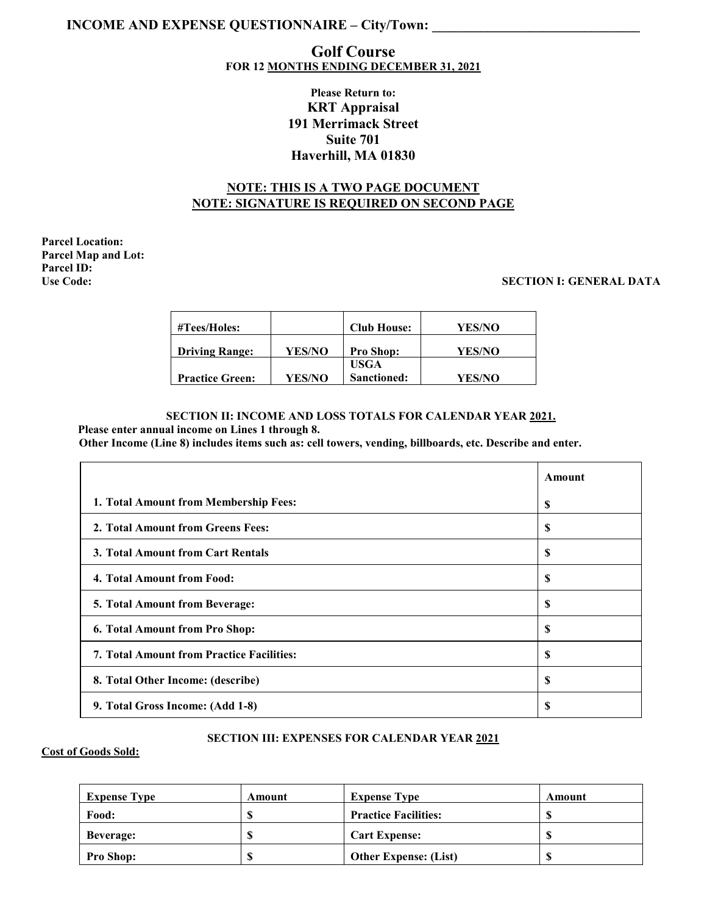**INCOME AND EXPENSE QUESTIONNAIRE – City/Town: ______________________________**

# Golf Course

**FOR 12 MONTHS ENDING DECEMBER 31, 2021**

**Please Return to:**
**KRT Appraisal**
**191 Merrimack Street**
**Suite 701**
**Haverhill, MA 01830**

**NOTE: THIS IS A TWO PAGE DOCUMENT**
**NOTE: SIGNATURE IS REQUIRED ON SECOND PAGE**

**Parcel Location:**
**Parcel Map and Lot:**
**Parcel ID:**
**Use Code:**

## SECTION I: GENERAL DATA

| #Tees/Holes: | | Club House: | YES/NO |
|---|---|---|---|
| Driving Range: | YES/NO | Pro Shop: | YES/NO |
| Practice Green: | YES/NO | USGA Sanctioned: | YES/NO |

## SECTION II: INCOME AND LOSS TOTALS FOR CALENDAR YEAR 2021.

**Please enter annual income on Lines 1 through 8.**
**Other Income (Line 8) includes items such as: cell towers, vending, billboards, etc. Describe and enter.**

| | Amount |
|---|---|
| 1. Total Amount from Membership Fees: | $ |
| 2. Total Amount from Greens Fees: | $ |
| 3. Total Amount from Cart Rentals | $ |
| 4. Total Amount from Food: | $ |
| 5. Total Amount from Beverage: | $ |
| 6. Total Amount from Pro Shop: | $ |
| 7. Total Amount from Practice Facilities: | $ |
| 8. Total Other Income: (describe) | $ |
| 9. Total Gross Income: (Add 1-8) | $ |

## SECTION III: EXPENSES FOR CALENDAR YEAR 2021

**Cost of Goods Sold:**

| Expense Type | Amount | Expense Type | Amount |
|---|---|---|---|
| Food: | $ | Practice Facilities: | $ |
| Beverage: | $ | Cart Expense: | $ |
| Pro Shop: | $ | Other Expense: (List) | $ |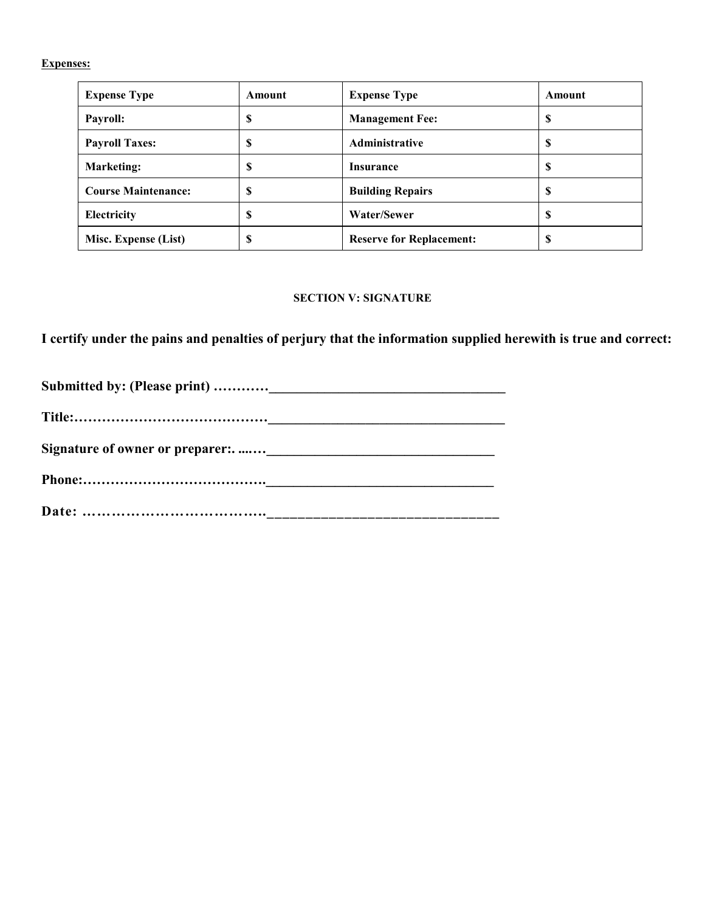**Expenses:**

| Expense Type | Amount | Expense Type | Amount |
|---|---|---|---|
| **Payroll:** | **$** | **Management Fee:** | **$** |
| **Payroll Taxes:** | **$** | **Administrative** | **$** |
| **Marketing:** | **$** | **Insurance** | **$** |
| **Course Maintenance:** | **$** | **Building Repairs** | **$** |
| **Electricity** | **$** | **Water/Sewer** | **$** |
| **Misc. Expense (List)** | **$** | **Reserve for Replacement:** | **$** |

**SECTION V: SIGNATURE**

**I certify under the pains and penalties of perjury that the information supplied herewith is true and correct:**

**Submitted by: (Please print) …………___________________________________**

**Title:……………………………………___________________________________**

**Signature of owner or preparer:. ...…_________________________________**

**Phone:………………………………….__________________________________**

**Date: ……………………………….________________________________**